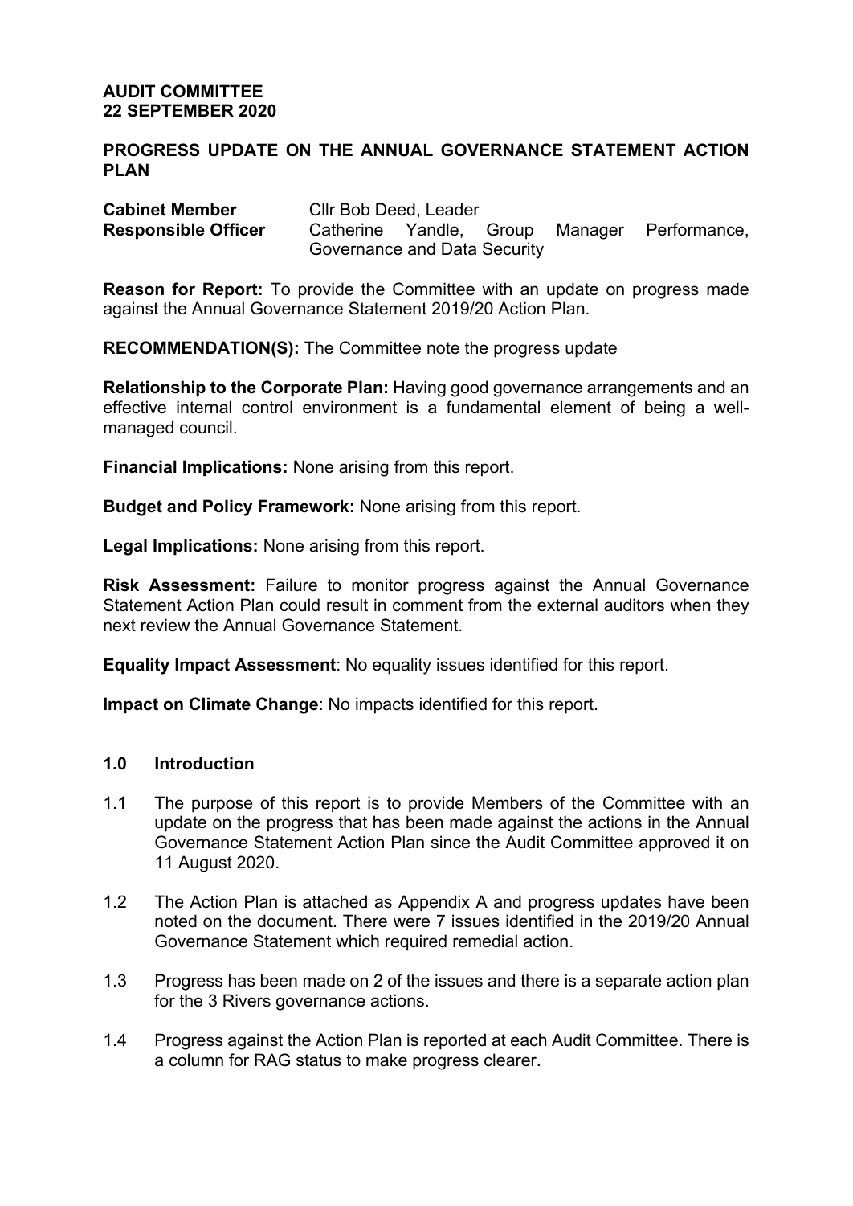**AUDIT COMMITTEE**
**22 SEPTEMBER 2020**

**PROGRESS UPDATE ON THE ANNUAL GOVERNANCE STATEMENT ACTION PLAN**

| | |
|---|---|
| **Cabinet Member** | Cllr Bob Deed, Leader |
| **Responsible Officer** | Catherine Yandle, Group Manager Performance, Governance and Data Security |

**Reason for Report:** To provide the Committee with an update on progress made against the Annual Governance Statement 2019/20 Action Plan.

**RECOMMENDATION(S):** The Committee note the progress update

**Relationship to the Corporate Plan:** Having good governance arrangements and an effective internal control environment is a fundamental element of being a well-managed council.

**Financial Implications:** None arising from this report.

**Budget and Policy Framework:** None arising from this report.

**Legal Implications:** None arising from this report.

**Risk Assessment:** Failure to monitor progress against the Annual Governance Statement Action Plan could result in comment from the external auditors when they next review the Annual Governance Statement.

**Equality Impact Assessment**: No equality issues identified for this report.

**Impact on Climate Change**: No impacts identified for this report.

## 1.0 Introduction

1.1 The purpose of this report is to provide Members of the Committee with an update on the progress that has been made against the actions in the Annual Governance Statement Action Plan since the Audit Committee approved it on 11 August 2020.

1.2 The Action Plan is attached as Appendix A and progress updates have been noted on the document. There were 7 issues identified in the 2019/20 Annual Governance Statement which required remedial action.

1.3 Progress has been made on 2 of the issues and there is a separate action plan for the 3 Rivers governance actions.

1.4 Progress against the Action Plan is reported at each Audit Committee. There is a column for RAG status to make progress clearer.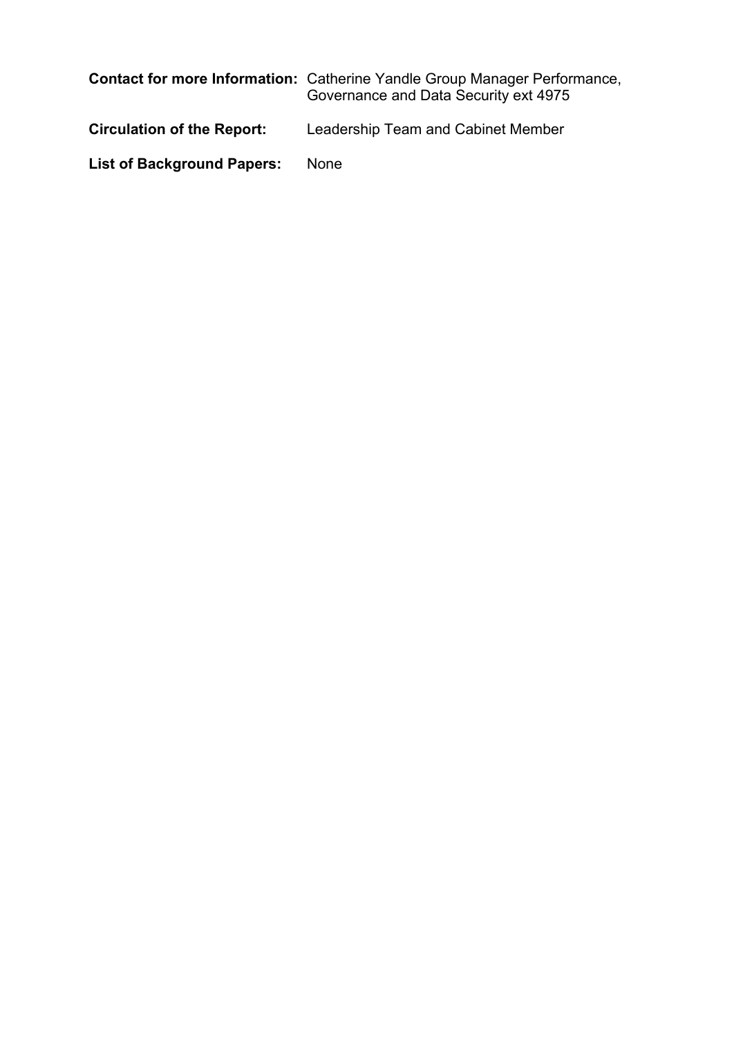**Contact for more Information:** Catherine Yandle Group Manager Performance, Governance and Data Security ext 4975

**Circulation of the Report:** Leadership Team and Cabinet Member

**List of Background Papers:** None